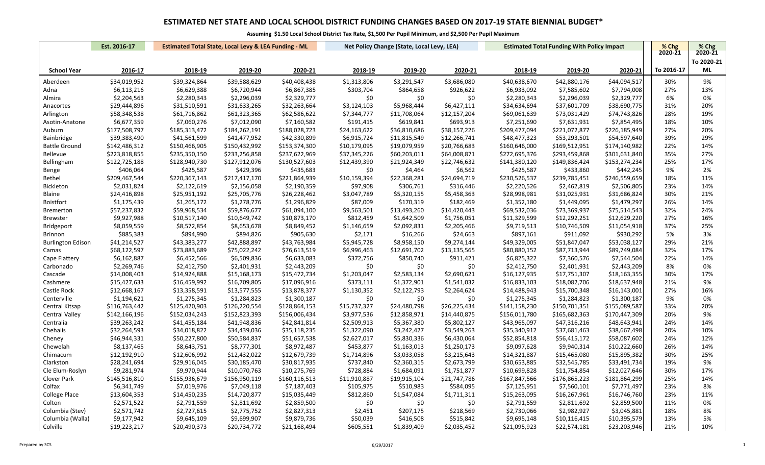# ESTIMATED NET STATE AND LOCAL SCHOOL DISTRICT FUNDING CHANGES BASED ON 2017-19 STATE BIENNIAL BUDGET*

**Assuming $1.50 Local School District Tax Rate, $1,500 Per Pupil Minimum, and $2,500 Per Pupil Maximum**

| | Est. 2016-17 | Estimated Total State, Local Levy & LEA Funding - ML | | | Net Policy Change (State, Local Levy, LEA) | | | Estimated Total Funding With Policy Impact | | | % Chg 2020-21 | % Chg 2020-21 |
|---|---|---|---|---|---|---|---|---|---|---|---|---|
| | | | | | | | | | | | | To 2020-21 |
| **School Year** | **2016-17** | **2018-19** | **2019-20** | **2020-21** | **2018-19** | **2019-20** | **2020-21** | **2018-19** | **2019-20** | **2020-21** | **To 2016-17** | **ML** |
| Aberdeen | $34,019,952 | $39,324,864 | $39,588,629 | $40,408,438 | $1,313,806 | $3,291,547 | $3,686,080 | $40,638,670 | $42,880,176 | $44,094,517 | 30% | 9% |
| Adna | $6,113,216 | $6,629,388 | $6,720,944 | $6,867,385 | $303,704 | $864,658 | $926,622 | $6,933,092 | $7,585,602 | $7,794,008 | 27% | 13% |
| Almira | $2,204,563 | $2,280,343 | $2,296,039 | $2,329,777 | $0 | $0 | $0 | $2,280,343 | $2,296,039 | $2,329,777 | 6% | 0% |
| Anacortes | $29,449,896 | $31,510,591 | $31,633,265 | $32,263,664 | $3,124,103 | $5,968,444 | $6,427,111 | $34,634,694 | $37,601,709 | $38,690,775 | 31% | 20% |
| Arlington | $58,348,538 | $61,716,862 | $61,323,365 | $62,586,622 | $7,344,777 | $11,708,064 | $12,157,204 | $69,061,639 | $73,031,429 | $74,743,826 | 28% | 19% |
| Asotin-Anatone | $6,677,359 | $7,060,276 | $7,012,090 | $7,160,582 | $191,415 | $619,841 | $693,913 | $7,251,690 | $7,631,931 | $7,854,495 | 18% | 10% |
| Auburn | $177,508,797 | $185,313,472 | $184,262,191 | $188,028,723 | $24,163,622 | $36,810,686 | $38,157,226 | $209,477,094 | $221,072,877 | $226,185,949 | 27% | 20% |
| Bainbridge | $39,383,490 | $41,561,599 | $41,477,952 | $42,330,899 | $6,915,724 | $11,815,549 | $12,266,741 | $48,477,323 | $53,293,501 | $54,597,640 | 39% | 29% |
| Battle Ground | $142,486,312 | $150,466,905 | $150,432,992 | $153,374,300 | $10,179,095 | $19,079,959 | $20,766,683 | $160,646,000 | $169,512,951 | $174,140,982 | 22% | 14% |
| Bellevue | $223,818,855 | $235,350,150 | $233,256,858 | $237,622,969 | $37,345,226 | $60,203,011 | $64,008,871 | $272,695,376 | $293,459,868 | $301,631,840 | 35% | 27% |
| Bellingham | $122,725,188 | $128,940,730 | $127,912,076 | $130,527,603 | $12,439,390 | $21,924,349 | $22,746,632 | $141,380,120 | $149,836,424 | $153,274,234 | 25% | 17% |
| Benge | $406,064 | $425,587 | $429,396 | $435,683 | $0 | $4,464 | $6,562 | $425,587 | $433,860 | $442,245 | 9% | 2% |
| Bethel | $209,467,544 | $220,367,143 | $217,417,170 | $221,864,939 | $10,159,394 | $22,368,281 | $24,694,719 | $230,526,537 | $239,785,451 | $246,559,659 | 18% | 11% |
| Bickleton | $2,031,824 | $2,122,619 | $2,156,058 | $2,190,359 | $97,908 | $306,761 | $316,446 | $2,220,526 | $2,462,819 | $2,506,805 | 23% | 14% |
| Blaine | $24,416,898 | $25,951,192 | $25,705,776 | $26,228,462 | $3,047,789 | $5,320,155 | $5,458,363 | $28,998,981 | $31,025,931 | $31,686,824 | 30% | 21% |
| Boistfort | $1,175,439 | $1,265,172 | $1,278,776 | $1,296,829 | $87,009 | $170,319 | $182,469 | $1,352,180 | $1,449,095 | $1,479,297 | 26% | 14% |
| Bremerton | $57,237,832 | $59,968,534 | $59,876,677 | $61,094,100 | $9,563,501 | $13,493,260 | $14,420,443 | $69,532,036 | $73,369,937 | $75,514,543 | 32% | 24% |
| Brewster | $9,927,988 | $10,517,140 | $10,649,742 | $10,873,170 | $812,459 | $1,642,509 | $1,756,051 | $11,329,599 | $12,292,251 | $12,629,220 | 27% | 16% |
| Bridgeport | $8,059,559 | $8,572,854 | $8,653,678 | $8,849,452 | $1,146,659 | $2,092,831 | $2,205,466 | $9,719,513 | $10,746,509 | $11,054,918 | 37% | 25% |
| Brinnon | $885,383 | $894,990 | $894,826 | $905,630 | $2,171 | $16,266 | $24,663 | $897,161 | $911,092 | $930,292 | 5% | 3% |
| Burlington Edison | $41,214,527 | $43,383,277 | $42,888,897 | $43,763,984 | $5,945,728 | $8,958,150 | $9,274,144 | $49,329,005 | $51,847,047 | $53,038,127 | 29% | 21% |
| Camas | $68,122,597 | $73,883,689 | $75,022,242 | $76,613,519 | $6,996,463 | $12,691,702 | $13,135,565 | $80,880,152 | $87,713,944 | $89,749,084 | 32% | 17% |
| Cape Flattery | $6,162,887 | $6,452,566 | $6,509,836 | $6,633,083 | $372,756 | $850,740 | $911,421 | $6,825,322 | $7,360,576 | $7,544,504 | 22% | 14% |
| Carbonado | $2,269,746 | $2,412,750 | $2,401,931 | $2,443,209 | $0 | $0 | $0 | $2,412,750 | $2,401,931 | $2,443,209 | 8% | 0% |
| Cascade | $14,008,403 | $14,924,888 | $15,168,173 | $15,472,734 | $1,203,047 | $2,583,134 | $2,690,621 | $16,127,935 | $17,751,307 | $18,163,355 | 30% | 17% |
| Cashmere | $15,427,633 | $16,459,992 | $16,709,805 | $17,096,916 | $373,111 | $1,372,901 | $1,541,032 | $16,833,103 | $18,082,706 | $18,637,948 | 21% | 9% |
| Castle Rock | $12,668,167 | $13,358,591 | $13,577,555 | $13,878,377 | $1,130,352 | $2,122,793 | $2,264,624 | $14,488,943 | $15,700,348 | $16,143,001 | 27% | 16% |
| Centerville | $1,194,621 | $1,275,345 | $1,284,823 | $1,300,187 | $0 | $0 | $0 | $1,275,345 | $1,284,823 | $1,300,187 | 9% | 0% |
| Central Kitsap | $116,763,442 | $125,420,903 | $126,220,554 | $128,864,153 | $15,737,327 | $24,480,798 | $26,225,434 | $141,158,230 | $150,701,351 | $155,089,587 | 33% | 20% |
| Central Valley | $142,166,196 | $152,034,243 | $152,823,393 | $156,006,434 | $3,977,536 | $12,858,971 | $14,440,875 | $156,011,780 | $165,682,363 | $170,447,309 | 20% | 9% |
| Centralia | $39,263,242 | $41,455,184 | $41,948,836 | $42,841,814 | $2,509,913 | $5,367,380 | $5,802,127 | $43,965,097 | $47,316,216 | $48,643,941 | 24% | 14% |
| Chehalis | $32,264,593 | $34,018,822 | $34,439,036 | $35,118,235 | $1,322,090 | $3,242,427 | $3,549,263 | $35,340,912 | $37,681,463 | $38,667,498 | 20% | 10% |
| Cheney | $46,944,331 | $50,227,800 | $50,584,837 | $51,657,538 | $2,627,017 | $5,830,336 | $6,430,064 | $52,854,818 | $56,415,172 | $58,087,602 | 24% | 12% |
| Chewelah | $8,137,465 | $8,643,751 | $8,777,301 | $8,972,487 | $453,877 | $1,163,013 | $1,250,173 | $9,097,628 | $9,940,314 | $10,222,660 | 26% | 14% |
| Chimacum | $12,192,910 | $12,606,992 | $12,432,022 | $12,679,739 | $1,714,896 | $3,033,058 | $3,215,643 | $14,321,887 | $15,465,080 | $15,895,382 | 30% | 25% |
| Clarkston | $28,241,694 | $29,916,045 | $30,185,470 | $30,817,935 | $737,840 | $2,360,315 | $2,673,799 | $30,653,885 | $32,545,785 | $33,491,734 | 19% | 9% |
| Cle Elum-Roslyn | $9,281,974 | $9,970,944 | $10,070,763 | $10,275,769 | $728,884 | $1,684,091 | $1,751,877 | $10,699,828 | $11,754,854 | $12,027,646 | 30% | 17% |
| Clover Park | $145,516,810 | $155,936,679 | $156,950,119 | $160,116,513 | $11,910,887 | $19,915,104 | $21,747,786 | $167,847,566 | $176,865,223 | $181,864,299 | 25% | 14% |
| Colfax | $6,341,749 | $7,019,976 | $7,049,118 | $7,187,403 | $105,975 | $510,983 | $584,095 | $7,125,951 | $7,560,101 | $7,771,497 | 23% | 8% |
| College Place | $13,604,353 | $14,450,235 | $14,720,877 | $15,035,449 | $812,860 | $1,547,084 | $1,711,311 | $15,263,095 | $16,267,961 | $16,746,760 | 23% | 11% |
| Colton | $2,571,522 | $2,791,559 | $2,811,692 | $2,859,500 | $0 | $0 | $0 | $2,791,559 | $2,811,692 | $2,859,500 | 11% | 0% |
| Columbia (Stev) | $2,571,742 | $2,727,615 | $2,775,752 | $2,827,313 | $2,451 | $207,175 | $218,569 | $2,730,066 | $2,982,927 | $3,045,881 | 18% | 8% |
| Columbia (Walla) | $9,177,942 | $9,645,109 | $9,699,907 | $9,879,736 | $50,039 | $416,508 | $515,842 | $9,695,148 | $10,116,415 | $10,395,579 | 13% | 5% |
| Colville | $19,223,217 | $20,490,373 | $20,734,772 | $21,168,494 | $605,551 | $1,839,409 | $2,035,452 | $21,095,923 | $22,574,181 | $23,203,946 | 21% | 10% |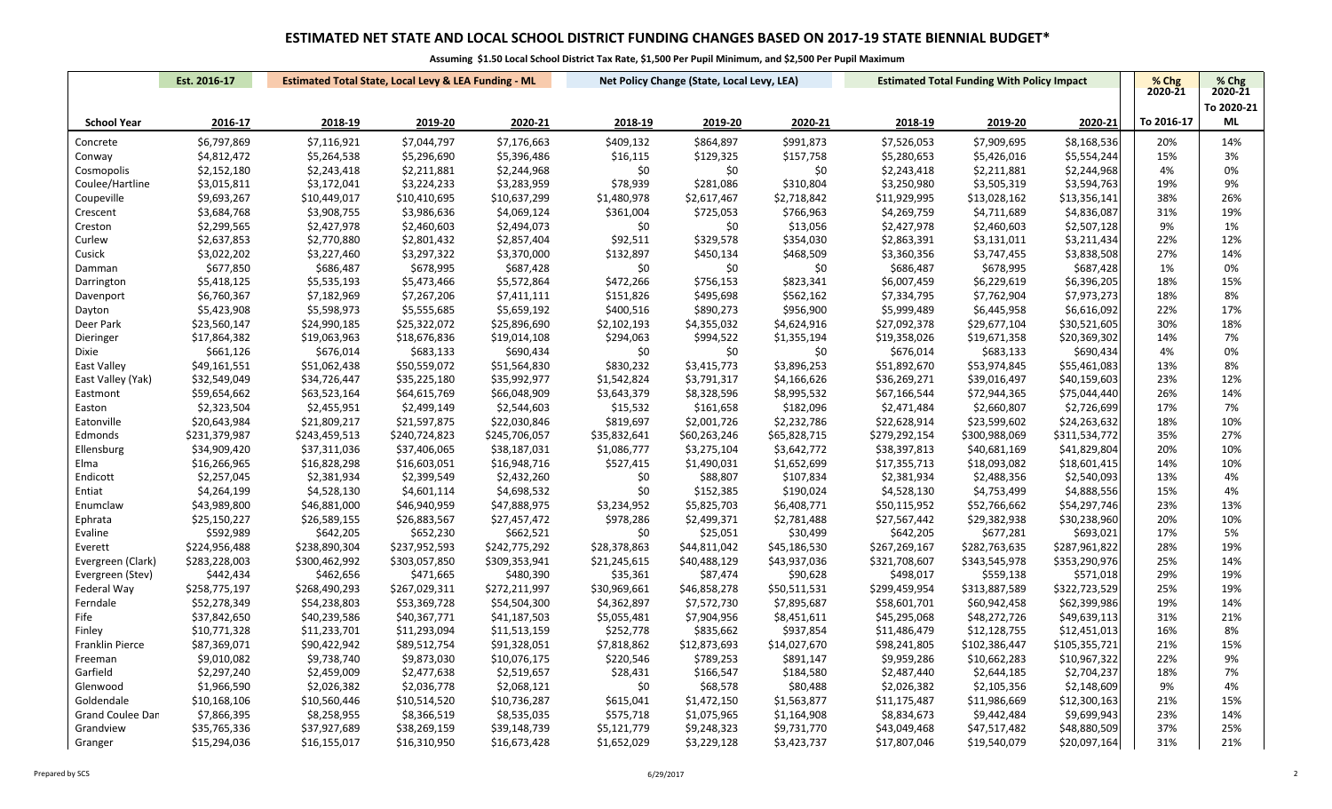# ESTIMATED NET STATE AND LOCAL SCHOOL DISTRICT FUNDING CHANGES BASED ON 2017-19 STATE BIENNIAL BUDGET*

**Assuming $1.50 Local School District Tax Rate, $1,500 Per Pupil Minimum, and $2,500 Per Pupil Maximum**

| | Est. 2016-17 | Estimated Total State, Local Levy & LEA Funding - ML | | | Net Policy Change (State, Local Levy, LEA) | | | Estimated Total Funding With Policy Impact | | | % Chg 2020-21 | % Chg 2020-21 |
|---|---|---|---|---|---|---|---|---|---|---|---|---|
| **School Year** | **2016-17** | **2018-19** | **2019-20** | **2020-21** | **2018-19** | **2019-20** | **2020-21** | **2018-19** | **2019-20** | **2020-21** | **To 2016-17** | **To 2020-21 ML** |
| Concrete | $6,797,869 | $7,116,921 | $7,044,797 | $7,176,663 | $409,132 | $864,897 | $991,873 | $7,526,053 | $7,909,695 | $8,168,536 | 20% | 14% |
| Conway | $4,812,472 | $5,264,538 | $5,296,690 | $5,396,486 | $16,115 | $129,325 | $157,758 | $5,280,653 | $5,426,016 | $5,554,244 | 15% | 3% |
| Cosmopolis | $2,152,180 | $2,243,418 | $2,211,881 | $2,244,968 | $0 | $0 | $0 | $2,243,418 | $2,211,881 | $2,244,968 | 4% | 0% |
| Coulee/Hartline | $3,015,811 | $3,172,041 | $3,224,233 | $3,283,959 | $78,939 | $281,086 | $310,804 | $3,250,980 | $3,505,319 | $3,594,763 | 19% | 9% |
| Coupeville | $9,693,267 | $10,449,017 | $10,410,695 | $10,637,299 | $1,480,978 | $2,617,467 | $2,718,842 | $11,929,995 | $13,028,162 | $13,356,141 | 38% | 26% |
| Crescent | $3,684,768 | $3,908,755 | $3,986,636 | $4,069,124 | $361,004 | $725,053 | $766,963 | $4,269,759 | $4,711,689 | $4,836,087 | 31% | 19% |
| Creston | $2,299,565 | $2,427,978 | $2,460,603 | $2,494,073 | $0 | $0 | $13,056 | $2,427,978 | $2,460,603 | $2,507,128 | 9% | 1% |
| Curlew | $2,637,853 | $2,770,880 | $2,801,432 | $2,857,404 | $92,511 | $329,578 | $354,030 | $2,863,391 | $3,131,011 | $3,211,434 | 22% | 12% |
| Cusick | $3,022,202 | $3,227,460 | $3,297,322 | $3,370,000 | $132,897 | $450,134 | $468,509 | $3,360,356 | $3,747,455 | $3,838,508 | 27% | 14% |
| Damman | $677,850 | $686,487 | $678,995 | $687,428 | $0 | $0 | $0 | $686,487 | $678,995 | $687,428 | 1% | 0% |
| Darrington | $5,418,125 | $5,535,193 | $5,473,466 | $5,572,864 | $472,266 | $756,153 | $823,341 | $6,007,459 | $6,229,619 | $6,396,205 | 18% | 15% |
| Davenport | $6,760,367 | $7,182,969 | $7,267,206 | $7,411,111 | $151,826 | $495,698 | $562,162 | $7,334,795 | $7,762,904 | $7,973,273 | 18% | 8% |
| Dayton | $5,423,908 | $5,598,973 | $5,555,685 | $5,659,192 | $400,516 | $890,273 | $956,900 | $5,999,489 | $6,445,958 | $6,616,092 | 22% | 17% |
| Deer Park | $23,560,147 | $24,990,185 | $25,322,072 | $25,896,690 | $2,102,193 | $4,355,032 | $4,624,916 | $27,092,378 | $29,677,104 | $30,521,605 | 30% | 18% |
| Dieringer | $17,864,382 | $19,063,963 | $18,676,836 | $19,014,108 | $294,063 | $994,522 | $1,355,194 | $19,358,026 | $19,671,358 | $20,369,302 | 14% | 7% |
| Dixie | $661,126 | $676,014 | $683,133 | $690,434 | $0 | $0 | $0 | $676,014 | $683,133 | $690,434 | 4% | 0% |
| East Valley | $49,161,551 | $51,062,438 | $50,559,072 | $51,564,830 | $830,232 | $3,415,773 | $3,896,253 | $51,892,670 | $53,974,845 | $55,461,083 | 13% | 8% |
| East Valley (Yak) | $32,549,049 | $34,726,447 | $35,225,180 | $35,992,977 | $1,542,824 | $3,791,317 | $4,166,626 | $36,269,271 | $39,016,497 | $40,159,603 | 23% | 12% |
| Eastmont | $59,654,662 | $63,523,164 | $64,615,769 | $66,048,909 | $3,643,379 | $8,328,596 | $8,995,532 | $67,166,544 | $72,944,365 | $75,044,440 | 26% | 14% |
| Easton | $2,323,504 | $2,455,951 | $2,499,149 | $2,544,603 | $15,532 | $161,658 | $182,096 | $2,471,484 | $2,660,807 | $2,726,699 | 17% | 7% |
| Eatonville | $20,643,984 | $21,809,217 | $21,597,875 | $22,030,846 | $819,697 | $2,001,726 | $2,232,786 | $22,628,914 | $23,599,602 | $24,263,632 | 18% | 10% |
| Edmonds | $231,379,987 | $243,459,513 | $240,724,823 | $245,706,057 | $35,832,641 | $60,263,246 | $65,828,715 | $279,292,154 | $300,988,069 | $311,534,772 | 35% | 27% |
| Ellensburg | $34,909,420 | $37,311,036 | $37,406,065 | $38,187,031 | $1,086,777 | $3,275,104 | $3,642,772 | $38,397,813 | $40,681,169 | $41,829,804 | 20% | 10% |
| Elma | $16,266,965 | $16,828,298 | $16,603,051 | $16,948,716 | $527,415 | $1,490,031 | $1,652,699 | $17,355,713 | $18,093,082 | $18,601,415 | 14% | 10% |
| Endicott | $2,257,045 | $2,381,934 | $2,399,549 | $2,432,260 | $0 | $88,807 | $107,834 | $2,381,934 | $2,488,356 | $2,540,093 | 13% | 4% |
| Entiat | $4,264,199 | $4,528,130 | $4,601,114 | $4,698,532 | $0 | $152,385 | $190,024 | $4,528,130 | $4,753,499 | $4,888,556 | 15% | 4% |
| Enumclaw | $43,989,800 | $46,881,000 | $46,940,959 | $47,888,975 | $3,234,952 | $5,825,703 | $6,408,771 | $50,115,952 | $52,766,662 | $54,297,746 | 23% | 13% |
| Ephrata | $25,150,227 | $26,589,155 | $26,883,567 | $27,457,472 | $978,286 | $2,499,371 | $2,781,488 | $27,567,442 | $29,382,938 | $30,238,960 | 20% | 10% |
| Evaline | $592,989 | $642,205 | $652,230 | $662,521 | $0 | $25,051 | $30,499 | $642,205 | $677,281 | $693,021 | 17% | 5% |
| Everett | $224,956,488 | $238,890,304 | $237,952,593 | $242,775,292 | $28,378,863 | $44,811,042 | $45,186,530 | $267,269,167 | $282,763,635 | $287,961,822 | 28% | 19% |
| Evergreen (Clark) | $283,228,003 | $300,462,992 | $303,057,850 | $309,353,941 | $21,245,615 | $40,488,129 | $43,937,036 | $321,708,607 | $343,545,978 | $353,290,976 | 25% | 14% |
| Evergreen (Stev) | $442,434 | $462,656 | $471,665 | $480,390 | $35,361 | $87,474 | $90,628 | $498,017 | $559,138 | $571,018 | 29% | 19% |
| Federal Way | $258,775,197 | $268,490,293 | $267,029,311 | $272,211,997 | $30,969,661 | $46,858,278 | $50,511,531 | $299,459,954 | $313,887,589 | $322,723,529 | 25% | 19% |
| Ferndale | $52,278,349 | $54,238,803 | $53,369,728 | $54,504,300 | $4,362,897 | $7,572,730 | $7,895,687 | $58,601,701 | $60,942,458 | $62,399,986 | 19% | 14% |
| Fife | $37,842,650 | $40,239,586 | $40,367,771 | $41,187,503 | $5,055,481 | $7,904,956 | $8,451,611 | $45,295,068 | $48,272,726 | $49,639,113 | 31% | 21% |
| Finley | $10,771,328 | $11,233,701 | $11,293,094 | $11,513,159 | $252,778 | $835,662 | $937,854 | $11,486,479 | $12,128,755 | $12,451,013 | 16% | 8% |
| Franklin Pierce | $87,369,071 | $90,422,942 | $89,512,754 | $91,328,051 | $7,818,862 | $12,873,693 | $14,027,670 | $98,241,805 | $102,386,447 | $105,355,721 | 21% | 15% |
| Freeman | $9,010,082 | $9,738,740 | $9,873,030 | $10,076,175 | $220,546 | $789,253 | $891,147 | $9,959,286 | $10,662,283 | $10,967,322 | 22% | 9% |
| Garfield | $2,297,240 | $2,459,009 | $2,477,638 | $2,519,657 | $28,431 | $166,547 | $184,580 | $2,487,440 | $2,644,185 | $2,704,237 | 18% | 7% |
| Glenwood | $1,966,590 | $2,026,382 | $2,036,778 | $2,068,121 | $0 | $68,578 | $80,488 | $2,026,382 | $2,105,356 | $2,148,609 | 9% | 4% |
| Goldendale | $10,168,106 | $10,560,446 | $10,514,520 | $10,736,287 | $615,041 | $1,472,150 | $1,563,877 | $11,175,487 | $11,986,669 | $12,300,163 | 21% | 15% |
| Grand Coulee Dan | $7,866,395 | $8,258,955 | $8,366,519 | $8,535,035 | $575,718 | $1,075,965 | $1,164,908 | $8,834,673 | $9,442,484 | $9,699,943 | 23% | 14% |
| Grandview | $35,765,336 | $37,927,689 | $38,269,159 | $39,148,739 | $5,121,779 | $9,248,323 | $9,731,770 | $43,049,468 | $47,517,482 | $48,880,509 | 37% | 25% |
| Granger | $15,294,036 | $16,155,017 | $16,310,950 | $16,673,428 | $1,652,029 | $3,229,128 | $3,423,737 | $17,807,046 | $19,540,079 | $20,097,164 | 31% | 21% |

Prepared by SCS | 6/29/2017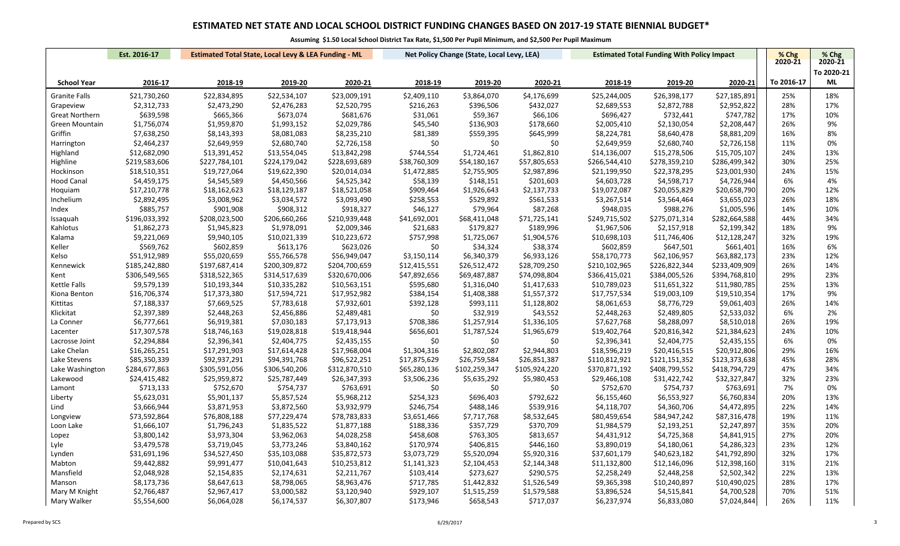# ESTIMATED NET STATE AND LOCAL SCHOOL DISTRICT FUNDING CHANGES BASED ON 2017-19 STATE BIENNIAL BUDGET*

**Assuming $1.50 Local School District Tax Rate, $1,500 Per Pupil Minimum, and $2,500 Per Pupil Maximum**

| | Est. 2016-17 | Estimated Total State, Local Levy & LEA Funding - ML | | | Net Policy Change (State, Local Levy, LEA) | | | Estimated Total Funding With Policy Impact | | | % Chg 2020-21 | % Chg 2020-21 |
|---|---|---|---|---|---|---|---|---|---|---|---|---|
| **School Year** | **2016-17** | **2018-19** | **2019-20** | **2020-21** | **2018-19** | **2019-20** | **2020-21** | **2018-19** | **2019-20** | **2020-21** | **To 2016-17** | **To 2020-21 ML** |
| Granite Falls | $21,730,260 | $22,834,895 | $22,534,107 | $23,009,191 | $2,409,110 | $3,864,070 | $4,176,699 | $25,244,005 | $26,398,177 | $27,185,891 | 25% | 18% |
| Grapeview | $2,312,733 | $2,473,290 | $2,476,283 | $2,520,795 | $216,263 | $396,506 | $432,027 | $2,689,553 | $2,872,788 | $2,952,822 | 28% | 17% |
| Great Northern | $639,598 | $665,366 | $673,074 | $681,676 | $31,061 | $59,367 | $66,106 | $696,427 | $732,441 | $747,782 | 17% | 10% |
| Green Mountain | $1,756,074 | $1,959,870 | $1,993,152 | $2,029,786 | $45,540 | $136,903 | $178,660 | $2,005,410 | $2,130,054 | $2,208,447 | 26% | 9% |
| Griffin | $7,638,250 | $8,143,393 | $8,081,083 | $8,235,210 | $81,389 | $559,395 | $645,999 | $8,224,781 | $8,640,478 | $8,881,209 | 16% | 8% |
| Harrington | $2,464,237 | $2,649,959 | $2,680,740 | $2,726,158 | $0 | $0 | $0 | $2,649,959 | $2,680,740 | $2,726,158 | 11% | 0% |
| Highland | $12,682,090 | $13,391,452 | $13,554,045 | $13,842,298 | $744,554 | $1,724,461 | $1,862,810 | $14,136,007 | $15,278,506 | $15,705,107 | 24% | 13% |
| Highline | $219,583,606 | $227,784,101 | $224,179,042 | $228,693,689 | $38,760,309 | $54,180,167 | $57,805,653 | $266,544,410 | $278,359,210 | $286,499,342 | 30% | 25% |
| Hockinson | $18,510,351 | $19,727,064 | $19,622,390 | $20,014,034 | $1,472,885 | $2,755,905 | $2,987,896 | $21,199,950 | $22,378,295 | $23,001,930 | 24% | 15% |
| Hood Canal | $4,459,175 | $4,545,589 | $4,450,566 | $4,525,342 | $58,139 | $148,151 | $201,603 | $4,603,728 | $4,598,717 | $4,726,944 | 6% | 4% |
| Hoquiam | $17,210,778 | $18,162,623 | $18,129,187 | $18,521,058 | $909,464 | $1,926,643 | $2,137,733 | $19,072,087 | $20,055,829 | $20,658,790 | 20% | 12% |
| Inchelium | $2,892,495 | $3,008,962 | $3,034,572 | $3,093,490 | $258,553 | $529,892 | $561,533 | $3,267,514 | $3,564,464 | $3,655,023 | 26% | 18% |
| Index | $885,757 | $901,908 | $908,312 | $918,327 | $46,127 | $79,964 | $87,268 | $948,035 | $988,276 | $1,005,596 | 14% | 10% |
| Issaquah | $196,033,392 | $208,023,500 | $206,660,266 | $210,939,448 | $41,692,001 | $68,411,048 | $71,725,141 | $249,715,502 | $275,071,314 | $282,664,588 | 44% | 34% |
| Kahlotus | $1,862,273 | $1,945,823 | $1,978,091 | $2,009,346 | $21,683 | $179,827 | $189,996 | $1,967,506 | $2,157,918 | $2,199,342 | 18% | 9% |
| Kalama | $9,221,069 | $9,940,105 | $10,021,339 | $10,223,672 | $757,998 | $1,725,067 | $1,904,576 | $10,698,103 | $11,746,406 | $12,128,247 | 32% | 19% |
| Keller | $569,762 | $602,859 | $613,176 | $623,026 | $0 | $34,324 | $38,374 | $602,859 | $647,501 | $661,401 | 16% | 6% |
| Kelso | $51,912,989 | $55,020,659 | $55,766,578 | $56,949,047 | $3,150,114 | $6,340,379 | $6,933,126 | $58,170,773 | $62,106,957 | $63,882,173 | 23% | 12% |
| Kennewick | $185,242,880 | $197,687,414 | $200,309,872 | $204,700,659 | $12,415,551 | $26,512,472 | $28,709,250 | $210,102,965 | $226,822,344 | $233,409,909 | 26% | 14% |
| Kent | $306,549,565 | $318,522,365 | $314,517,639 | $320,670,006 | $47,892,656 | $69,487,887 | $74,098,804 | $366,415,021 | $384,005,526 | $394,768,810 | 29% | 23% |
| Kettle Falls | $9,579,139 | $10,193,344 | $10,335,282 | $10,563,151 | $595,680 | $1,316,040 | $1,417,633 | $10,789,023 | $11,651,322 | $11,980,785 | 25% | 13% |
| Kiona Benton | $16,706,374 | $17,373,380 | $17,594,721 | $17,952,982 | $384,154 | $1,408,388 | $1,557,372 | $17,757,534 | $19,003,109 | $19,510,354 | 17% | 9% |
| Kittitas | $7,188,337 | $7,669,525 | $7,783,618 | $7,932,601 | $392,128 | $993,111 | $1,128,802 | $8,061,653 | $8,776,729 | $9,061,403 | 26% | 14% |
| Klickitat | $2,397,389 | $2,448,263 | $2,456,886 | $2,489,481 | $0 | $32,919 | $43,552 | $2,448,263 | $2,489,805 | $2,533,032 | 6% | 2% |
| La Conner | $6,777,661 | $6,919,381 | $7,030,183 | $7,173,913 | $708,386 | $1,257,914 | $1,336,105 | $7,627,768 | $8,288,097 | $8,510,018 | 26% | 19% |
| Lacenter | $17,307,578 | $18,746,163 | $19,028,818 | $19,418,944 | $656,601 | $1,787,524 | $1,965,679 | $19,402,764 | $20,816,342 | $21,384,623 | 24% | 10% |
| Lacrosse Joint | $2,294,884 | $2,396,341 | $2,404,775 | $2,435,155 | $0 | $0 | $0 | $2,396,341 | $2,404,775 | $2,435,155 | 6% | 0% |
| Lake Chelan | $16,265,251 | $17,291,903 | $17,614,428 | $17,968,004 | $1,304,316 | $2,802,087 | $2,944,803 | $18,596,219 | $20,416,515 | $20,912,806 | 29% | 16% |
| Lake Stevens | $85,350,339 | $92,937,291 | $94,391,768 | $96,522,251 | $17,875,629 | $26,759,584 | $26,851,387 | $110,812,921 | $121,151,352 | $123,373,638 | 45% | 28% |
| Lake Washington | $284,677,863 | $305,591,056 | $306,540,206 | $312,870,510 | $65,280,136 | $102,259,347 | $105,924,220 | $370,871,192 | $408,799,552 | $418,794,729 | 47% | 34% |
| Lakewood | $24,415,482 | $25,959,872 | $25,787,449 | $26,347,393 | $3,506,236 | $5,635,292 | $5,980,453 | $29,466,108 | $31,422,742 | $32,327,847 | 32% | 23% |
| Lamont | $713,133 | $752,670 | $754,737 | $763,691 | $0 | $0 | $0 | $752,670 | $754,737 | $763,691 | 7% | 0% |
| Liberty | $5,623,031 | $5,901,137 | $5,857,524 | $5,968,212 | $254,323 | $696,403 | $792,622 | $6,155,460 | $6,553,927 | $6,760,834 | 20% | 13% |
| Lind | $3,666,944 | $3,871,953 | $3,872,560 | $3,932,979 | $246,754 | $488,146 | $539,916 | $4,118,707 | $4,360,706 | $4,472,895 | 22% | 14% |
| Longview | $73,592,864 | $76,808,188 | $77,229,474 | $78,783,833 | $3,651,466 | $7,717,768 | $8,532,645 | $80,459,654 | $84,947,242 | $87,316,478 | 19% | 11% |
| Loon Lake | $1,666,107 | $1,796,243 | $1,835,522 | $1,877,188 | $188,336 | $357,729 | $370,709 | $1,984,579 | $2,193,251 | $2,247,897 | 35% | 20% |
| Lopez | $3,800,142 | $3,973,304 | $3,962,063 | $4,028,258 | $458,608 | $763,305 | $813,657 | $4,431,912 | $4,725,368 | $4,841,915 | 27% | 20% |
| Lyle | $3,479,578 | $3,719,045 | $3,773,246 | $3,840,162 | $170,974 | $406,815 | $446,160 | $3,890,019 | $4,180,061 | $4,286,323 | 23% | 12% |
| Lynden | $31,691,196 | $34,527,450 | $35,103,088 | $35,872,573 | $3,073,729 | $5,520,094 | $5,920,316 | $37,601,179 | $40,623,182 | $41,792,890 | 32% | 17% |
| Mabton | $9,442,882 | $9,991,477 | $10,041,643 | $10,253,812 | $1,141,323 | $2,104,453 | $2,144,348 | $11,132,800 | $12,146,096 | $12,398,160 | 31% | 21% |
| Mansfield | $2,048,928 | $2,154,835 | $2,174,631 | $2,211,767 | $103,414 | $273,627 | $290,575 | $2,258,249 | $2,448,258 | $2,502,342 | 22% | 13% |
| Manson | $8,173,736 | $8,647,613 | $8,798,065 | $8,963,476 | $717,785 | $1,442,832 | $1,526,549 | $9,365,398 | $10,240,897 | $10,490,025 | 28% | 17% |
| Mary M Knight | $2,766,487 | $2,967,417 | $3,000,582 | $3,120,940 | $929,107 | $1,515,259 | $1,579,588 | $3,896,524 | $4,515,841 | $4,700,528 | 70% | 51% |
| Mary Walker | $5,554,600 | $6,064,028 | $6,174,537 | $6,307,807 | $173,946 | $658,543 | $717,037 | $6,237,974 | $6,833,080 | $7,024,844 | 26% | 11% |

Prepared by SCS 6/29/2017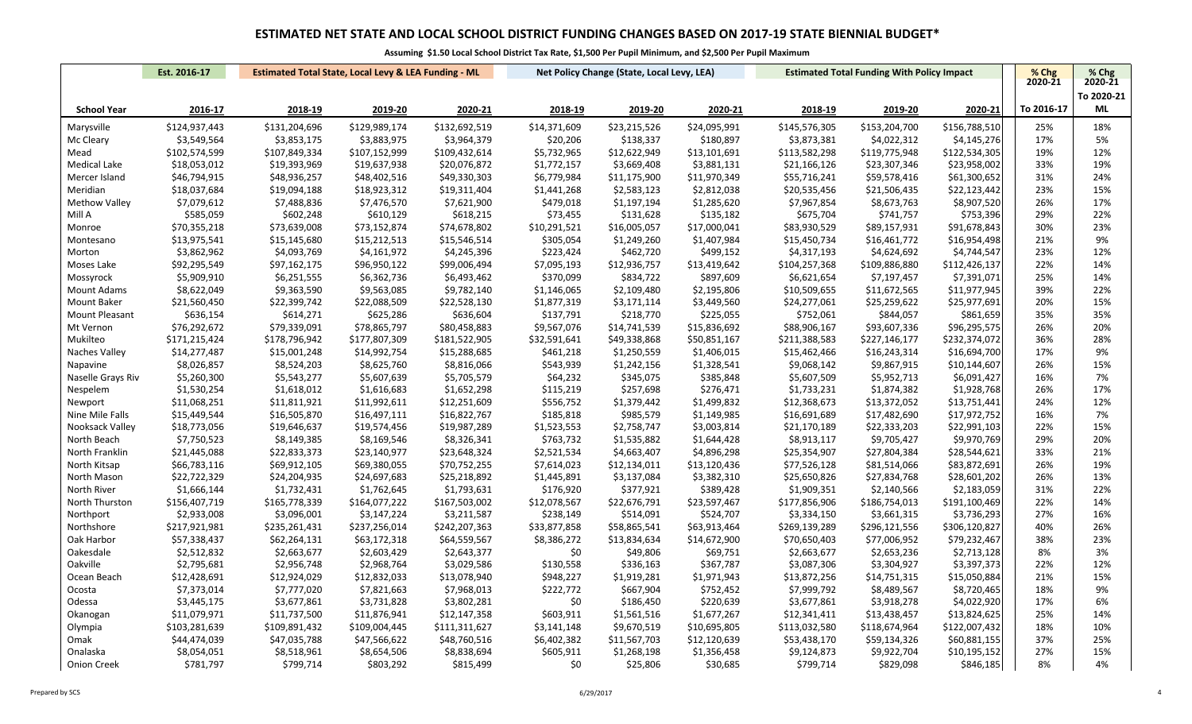# ESTIMATED NET STATE AND LOCAL SCHOOL DISTRICT FUNDING CHANGES BASED ON 2017-19 STATE BIENNIAL BUDGET*

**Assuming $1.50 Local School District Tax Rate, $1,500 Per Pupil Minimum, and $2,500 Per Pupil Maximum**

| | Est. 2016-17 | Estimated Total State, Local Levy & LEA Funding - ML | | | Net Policy Change (State, Local Levy, LEA) | | | Estimated Total Funding With Policy Impact | | | % Chg 2020-21 | % Chg 2020-21 |
|---|---|---|---|---|---|---|---|---|---|---|---|---|
| **School Year** | **2016-17** | **2018-19** | **2019-20** | **2020-21** | **2018-19** | **2019-20** | **2020-21** | **2018-19** | **2019-20** | **2020-21** | **To 2016-17** | **To 2020-21 ML** |
| Marysville | $124,937,443 | $131,204,696 | $129,989,174 | $132,692,519 | $14,371,609 | $23,215,526 | $24,095,991 | $145,576,305 | $153,204,700 | $156,788,510 | 25% | 18% |
| Mc Cleary | $3,549,564 | $3,853,175 | $3,883,975 | $3,964,379 | $20,206 | $138,337 | $180,897 | $3,873,381 | $4,022,312 | $4,145,276 | 17% | 5% |
| Mead | $102,574,599 | $107,849,334 | $107,152,999 | $109,432,614 | $5,732,965 | $12,622,949 | $13,101,691 | $113,582,298 | $119,775,948 | $122,534,305 | 19% | 12% |
| Medical Lake | $18,053,012 | $19,393,969 | $19,637,938 | $20,076,872 | $1,772,157 | $3,669,408 | $3,881,131 | $21,166,126 | $23,307,346 | $23,958,002 | 33% | 19% |
| Mercer Island | $46,794,915 | $48,936,257 | $48,402,516 | $49,330,303 | $6,779,984 | $11,175,900 | $11,970,349 | $55,716,241 | $59,578,416 | $61,300,652 | 31% | 24% |
| Meridian | $18,037,684 | $19,094,188 | $18,923,312 | $19,311,404 | $1,441,268 | $2,583,123 | $2,812,038 | $20,535,456 | $21,506,435 | $22,123,442 | 23% | 15% |
| Methow Valley | $7,079,612 | $7,488,836 | $7,476,570 | $7,621,900 | $479,018 | $1,197,194 | $1,285,620 | $7,967,854 | $8,673,763 | $8,907,520 | 26% | 17% |
| Mill A | $585,059 | $602,248 | $610,129 | $618,215 | $73,455 | $131,628 | $135,182 | $675,704 | $741,757 | $753,396 | 29% | 22% |
| Monroe | $70,355,218 | $73,639,008 | $73,152,874 | $74,678,802 | $10,291,521 | $16,005,057 | $17,000,041 | $83,930,529 | $89,157,931 | $91,678,843 | 30% | 23% |
| Montesano | $13,975,541 | $15,145,680 | $15,212,513 | $15,546,514 | $305,054 | $1,249,260 | $1,407,984 | $15,450,734 | $16,461,772 | $16,954,498 | 21% | 9% |
| Morton | $3,862,962 | $4,093,769 | $4,161,972 | $4,245,396 | $223,424 | $462,720 | $499,152 | $4,317,193 | $4,624,692 | $4,744,547 | 23% | 12% |
| Moses Lake | $92,295,549 | $97,162,175 | $96,950,122 | $99,006,494 | $7,095,193 | $12,936,757 | $13,419,642 | $104,257,368 | $109,886,880 | $112,426,137 | 22% | 14% |
| Mossyrock | $5,909,910 | $6,251,555 | $6,362,736 | $6,493,462 | $370,099 | $834,722 | $897,609 | $6,621,654 | $7,197,457 | $7,391,071 | 25% | 14% |
| Mount Adams | $8,622,049 | $9,363,590 | $9,563,085 | $9,782,140 | $1,146,065 | $2,109,480 | $2,195,806 | $10,509,655 | $11,672,565 | $11,977,945 | 39% | 22% |
| Mount Baker | $21,560,450 | $22,399,742 | $22,088,509 | $22,528,130 | $1,877,319 | $3,171,114 | $3,449,560 | $24,277,061 | $25,259,622 | $25,977,691 | 20% | 15% |
| Mount Pleasant | $636,154 | $614,271 | $625,286 | $636,604 | $137,791 | $218,770 | $225,055 | $752,061 | $844,057 | $861,659 | 35% | 35% |
| Mt Vernon | $76,292,672 | $79,339,091 | $78,865,797 | $80,458,883 | $9,567,076 | $14,741,539 | $15,836,692 | $88,906,167 | $93,607,336 | $96,295,575 | 26% | 20% |
| Mukilteo | $171,215,424 | $178,796,942 | $177,807,309 | $181,522,905 | $32,591,641 | $49,338,868 | $50,851,167 | $211,388,583 | $227,146,177 | $232,374,072 | 36% | 28% |
| Naches Valley | $14,277,487 | $15,001,248 | $14,992,754 | $15,288,685 | $461,218 | $1,250,559 | $1,406,015 | $15,462,466 | $16,243,314 | $16,694,700 | 17% | 9% |
| Napavine | $8,026,857 | $8,524,203 | $8,625,760 | $8,816,066 | $543,939 | $1,242,156 | $1,328,541 | $9,068,142 | $9,867,915 | $10,144,607 | 26% | 15% |
| Naselle Grays Riv | $5,260,300 | $5,543,277 | $5,607,639 | $5,705,579 | $64,232 | $345,075 | $385,848 | $5,607,509 | $5,952,713 | $6,091,427 | 16% | 7% |
| Nespelem | $1,530,254 | $1,618,012 | $1,616,683 | $1,652,298 | $115,219 | $257,698 | $276,471 | $1,733,231 | $1,874,382 | $1,928,768 | 26% | 17% |
| Newport | $11,068,251 | $11,811,921 | $11,992,611 | $12,251,609 | $556,752 | $1,379,442 | $1,499,832 | $12,368,673 | $13,372,052 | $13,751,441 | 24% | 12% |
| Nine Mile Falls | $15,449,544 | $16,505,870 | $16,497,111 | $16,822,767 | $185,818 | $985,579 | $1,149,985 | $16,691,689 | $17,482,690 | $17,972,752 | 16% | 7% |
| Nooksack Valley | $18,773,056 | $19,646,637 | $19,574,456 | $19,987,289 | $1,523,553 | $2,758,747 | $3,003,814 | $21,170,189 | $22,333,203 | $22,991,103 | 22% | 15% |
| North Beach | $7,750,523 | $8,149,385 | $8,169,546 | $8,326,341 | $763,732 | $1,535,882 | $1,644,428 | $8,913,117 | $9,705,427 | $9,970,769 | 29% | 20% |
| North Franklin | $21,445,088 | $22,833,373 | $23,140,977 | $23,648,324 | $2,521,534 | $4,663,407 | $4,896,298 | $25,354,907 | $27,804,384 | $28,544,621 | 33% | 21% |
| North Kitsap | $66,783,116 | $69,912,105 | $69,380,055 | $70,752,255 | $7,614,023 | $12,134,011 | $13,120,436 | $77,526,128 | $81,514,066 | $83,872,691 | 26% | 19% |
| North Mason | $22,722,329 | $24,204,935 | $24,697,683 | $25,218,892 | $1,445,891 | $3,137,084 | $3,382,310 | $25,650,826 | $27,834,768 | $28,601,202 | 26% | 13% |
| North River | $1,666,144 | $1,732,431 | $1,762,645 | $1,793,631 | $176,920 | $377,921 | $389,428 | $1,909,351 | $2,140,566 | $2,183,059 | 31% | 22% |
| North Thurston | $156,407,719 | $165,778,339 | $164,077,222 | $167,503,002 | $12,078,567 | $22,676,791 | $23,597,467 | $177,856,906 | $186,754,013 | $191,100,469 | 22% | 14% |
| Northport | $2,933,008 | $3,096,001 | $3,147,224 | $3,211,587 | $238,149 | $514,091 | $524,707 | $3,334,150 | $3,661,315 | $3,736,293 | 27% | 16% |
| Northshore | $217,921,981 | $235,261,431 | $237,256,014 | $242,207,363 | $33,877,858 | $58,865,541 | $63,913,464 | $269,139,289 | $296,121,556 | $306,120,827 | 40% | 26% |
| Oak Harbor | $57,338,437 | $62,264,131 | $63,172,318 | $64,559,567 | $8,386,272 | $13,834,634 | $14,672,900 | $70,650,403 | $77,006,952 | $79,232,467 | 38% | 23% |
| Oakesdale | $2,512,832 | $2,663,677 | $2,603,429 | $2,643,377 | $0 | $49,806 | $69,751 | $2,663,677 | $2,653,236 | $2,713,128 | 8% | 3% |
| Oakville | $2,795,681 | $2,956,748 | $2,968,764 | $3,029,586 | $130,558 | $336,163 | $367,787 | $3,087,306 | $3,304,927 | $3,397,373 | 22% | 12% |
| Ocean Beach | $12,428,691 | $12,924,029 | $12,832,033 | $13,078,940 | $948,227 | $1,919,281 | $1,971,943 | $13,872,256 | $14,751,315 | $15,050,884 | 21% | 15% |
| Ocosta | $7,373,014 | $7,777,020 | $7,821,663 | $7,968,013 | $222,772 | $667,904 | $752,452 | $7,999,792 | $8,489,567 | $8,720,465 | 18% | 9% |
| Odessa | $3,445,175 | $3,677,861 | $3,731,828 | $3,802,281 | $0 | $186,450 | $220,639 | $3,677,861 | $3,918,278 | $4,022,920 | 17% | 6% |
| Okanogan | $11,079,971 | $11,737,500 | $11,876,941 | $12,147,358 | $603,911 | $1,561,516 | $1,677,267 | $12,341,411 | $13,438,457 | $13,824,625 | 25% | 14% |
| Olympia | $103,281,639 | $109,891,432 | $109,004,445 | $111,311,627 | $3,141,148 | $9,670,519 | $10,695,805 | $113,032,580 | $118,674,964 | $122,007,432 | 18% | 10% |
| Omak | $44,474,039 | $47,035,788 | $47,566,622 | $48,760,516 | $6,402,382 | $11,567,703 | $12,120,639 | $53,438,170 | $59,134,326 | $60,881,155 | 37% | 25% |
| Onalaska | $8,054,051 | $8,518,961 | $8,654,506 | $8,838,694 | $605,911 | $1,268,198 | $1,356,458 | $9,124,873 | $9,922,704 | $10,195,152 | 27% | 15% |
| Onion Creek | $781,797 | $799,714 | $803,292 | $815,499 | $0 | $25,806 | $30,685 | $799,714 | $829,098 | $846,185 | 8% | 4% |

Prepared by SCS  6/29/2017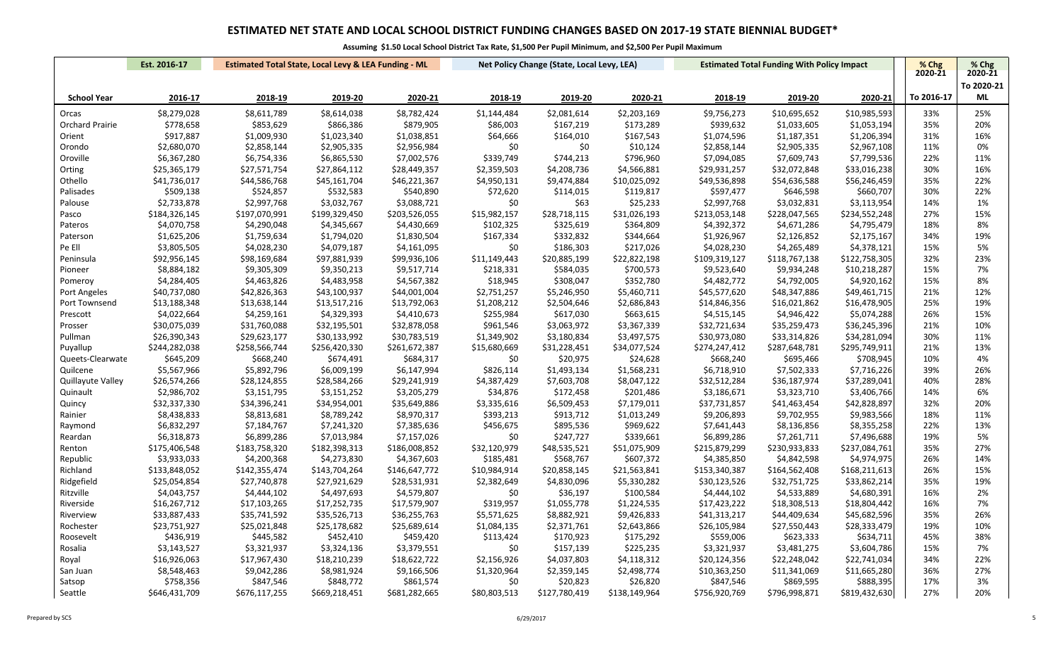# ESTIMATED NET STATE AND LOCAL SCHOOL DISTRICT FUNDING CHANGES BASED ON 2017-19 STATE BIENNIAL BUDGET*

**Assuming $1.50 Local School District Tax Rate, $1,500 Per Pupil Minimum, and $2,500 Per Pupil Maximum**

| | Est. 2016-17 | Estimated Total State, Local Levy & LEA Funding - ML | | | Net Policy Change (State, Local Levy, LEA) | | | Estimated Total Funding With Policy Impact | | | % Chg 2020-21 | % Chg 2020-21 |
|---|---|---|---|---|---|---|---|---|---|---|---|---|
| **School Year** | **2016-17** | **2018-19** | **2019-20** | **2020-21** | **2018-19** | **2019-20** | **2020-21** | **2018-19** | **2019-20** | **2020-21** | **To 2016-17** | **To 2020-21 ML** |
| Orcas | $8,279,028 | $8,611,789 | $8,614,038 | $8,782,424 | $1,144,484 | $2,081,614 | $2,203,169 | $9,756,273 | $10,695,652 | $10,985,593 | 33% | 25% |
| Orchard Prairie | $778,658 | $853,629 | $866,386 | $879,905 | $86,003 | $167,219 | $173,289 | $939,632 | $1,033,605 | $1,053,194 | 35% | 20% |
| Orient | $917,887 | $1,009,930 | $1,023,340 | $1,038,851 | $64,666 | $164,010 | $167,543 | $1,074,596 | $1,187,351 | $1,206,394 | 31% | 16% |
| Orondo | $2,680,070 | $2,858,144 | $2,905,335 | $2,956,984 | $0 | $0 | $10,124 | $2,858,144 | $2,905,335 | $2,967,108 | 11% | 0% |
| Oroville | $6,367,280 | $6,754,336 | $6,865,530 | $7,002,576 | $339,749 | $744,213 | $796,960 | $7,094,085 | $7,609,743 | $7,799,536 | 22% | 11% |
| Orting | $25,365,179 | $27,571,754 | $27,864,112 | $28,449,357 | $2,359,503 | $4,208,736 | $4,566,881 | $29,931,257 | $32,072,848 | $33,016,238 | 30% | 16% |
| Othello | $41,736,017 | $44,586,768 | $45,161,704 | $46,221,367 | $4,950,131 | $9,474,884 | $10,025,092 | $49,536,898 | $54,636,588 | $56,246,459 | 35% | 22% |
| Palisades | $509,138 | $524,857 | $532,583 | $540,890 | $72,620 | $114,015 | $119,817 | $597,477 | $646,598 | $660,707 | 30% | 22% |
| Palouse | $2,733,878 | $2,997,768 | $3,032,767 | $3,088,721 | $0 | $63 | $25,233 | $2,997,768 | $3,032,831 | $3,113,954 | 14% | 1% |
| Pasco | $184,326,145 | $197,070,991 | $199,329,450 | $203,526,055 | $15,982,157 | $28,718,115 | $31,026,193 | $213,053,148 | $228,047,565 | $234,552,248 | 27% | 15% |
| Pateros | $4,070,758 | $4,290,048 | $4,345,667 | $4,430,669 | $102,325 | $325,619 | $364,809 | $4,392,372 | $4,671,286 | $4,795,479 | 18% | 8% |
| Paterson | $1,625,206 | $1,759,634 | $1,794,020 | $1,830,504 | $167,334 | $332,832 | $344,664 | $1,926,967 | $2,126,852 | $2,175,167 | 34% | 19% |
| Pe Ell | $3,805,505 | $4,028,230 | $4,079,187 | $4,161,095 | $0 | $186,303 | $217,026 | $4,028,230 | $4,265,489 | $4,378,121 | 15% | 5% |
| Peninsula | $92,956,145 | $98,169,684 | $97,881,939 | $99,936,106 | $11,149,443 | $20,885,199 | $22,822,198 | $109,319,127 | $118,767,138 | $122,758,305 | 32% | 23% |
| Pioneer | $8,884,182 | $9,305,309 | $9,350,213 | $9,517,714 | $218,331 | $584,035 | $700,573 | $9,523,640 | $9,934,248 | $10,218,287 | 15% | 7% |
| Pomeroy | $4,284,405 | $4,463,826 | $4,483,958 | $4,567,382 | $18,945 | $308,047 | $352,780 | $4,482,772 | $4,792,005 | $4,920,162 | 15% | 8% |
| Port Angeles | $40,737,080 | $42,826,363 | $43,100,937 | $44,001,004 | $2,751,257 | $5,246,950 | $5,460,711 | $45,577,620 | $48,347,886 | $49,461,715 | 21% | 12% |
| Port Townsend | $13,188,348 | $13,638,144 | $13,517,216 | $13,792,063 | $1,208,212 | $2,504,646 | $2,686,843 | $14,846,356 | $16,021,862 | $16,478,905 | 25% | 19% |
| Prescott | $4,022,664 | $4,259,161 | $4,329,393 | $4,410,673 | $255,984 | $617,030 | $663,615 | $4,515,145 | $4,946,422 | $5,074,288 | 26% | 15% |
| Prosser | $30,075,039 | $31,760,088 | $32,195,501 | $32,878,058 | $961,546 | $3,063,972 | $3,367,339 | $32,721,634 | $35,259,473 | $36,245,396 | 21% | 10% |
| Pullman | $26,390,343 | $29,623,177 | $30,133,992 | $30,783,519 | $1,349,902 | $3,180,834 | $3,497,575 | $30,973,080 | $33,314,826 | $34,281,094 | 30% | 11% |
| Puyallup | $244,282,038 | $258,566,744 | $256,420,330 | $261,672,387 | $15,680,669 | $31,228,451 | $34,077,524 | $274,247,412 | $287,648,781 | $295,749,911 | 21% | 13% |
| Queets-Clearwate | $645,209 | $668,240 | $674,491 | $684,317 | $0 | $20,975 | $24,628 | $668,240 | $695,466 | $708,945 | 10% | 4% |
| Quilcene | $5,567,966 | $5,892,796 | $6,009,199 | $6,147,994 | $826,114 | $1,493,134 | $1,568,231 | $6,718,910 | $7,502,333 | $7,716,226 | 39% | 26% |
| Quillayute Valley | $26,574,266 | $28,124,855 | $28,584,266 | $29,241,919 | $4,387,429 | $7,603,708 | $8,047,122 | $32,512,284 | $36,187,974 | $37,289,041 | 40% | 28% |
| Quinault | $2,986,702 | $3,151,795 | $3,151,252 | $3,205,279 | $34,876 | $172,458 | $201,486 | $3,186,671 | $3,323,710 | $3,406,766 | 14% | 6% |
| Quincy | $32,337,330 | $34,396,241 | $34,954,001 | $35,649,886 | $3,335,616 | $6,509,453 | $7,179,011 | $37,731,857 | $41,463,454 | $42,828,897 | 32% | 20% |
| Rainier | $8,438,833 | $8,813,681 | $8,789,242 | $8,970,317 | $393,213 | $913,712 | $1,013,249 | $9,206,893 | $9,702,955 | $9,983,566 | 18% | 11% |
| Raymond | $6,832,297 | $7,184,767 | $7,241,320 | $7,385,636 | $456,675 | $895,536 | $969,622 | $7,641,443 | $8,136,856 | $8,355,258 | 22% | 13% |
| Reardan | $6,318,873 | $6,899,286 | $7,013,984 | $7,157,026 | $0 | $247,727 | $339,661 | $6,899,286 | $7,261,711 | $7,496,688 | 19% | 5% |
| Renton | $175,406,548 | $183,758,320 | $182,398,313 | $186,008,852 | $32,120,979 | $48,535,521 | $51,075,909 | $215,879,299 | $230,933,833 | $237,084,761 | 35% | 27% |
| Republic | $3,933,033 | $4,200,368 | $4,273,830 | $4,367,603 | $185,481 | $568,767 | $607,372 | $4,385,850 | $4,842,598 | $4,974,975 | 26% | 14% |
| Richland | $133,848,052 | $142,355,474 | $143,704,264 | $146,647,772 | $10,984,914 | $20,858,145 | $21,563,841 | $153,340,387 | $164,562,408 | $168,211,613 | 26% | 15% |
| Ridgefield | $25,054,854 | $27,740,878 | $27,921,629 | $28,531,931 | $2,382,649 | $4,830,096 | $5,330,282 | $30,123,526 | $32,751,725 | $33,862,214 | 35% | 19% |
| Ritzville | $4,043,757 | $4,444,102 | $4,497,693 | $4,579,807 | $0 | $36,197 | $100,584 | $4,444,102 | $4,533,889 | $4,680,391 | 16% | 2% |
| Riverside | $16,267,712 | $17,103,265 | $17,252,735 | $17,579,907 | $319,957 | $1,055,778 | $1,224,535 | $17,423,222 | $18,308,513 | $18,804,442 | 16% | 7% |
| Riverview | $33,887,433 | $35,741,592 | $35,526,713 | $36,255,763 | $5,571,625 | $8,882,921 | $9,426,833 | $41,313,217 | $44,409,634 | $45,682,596 | 35% | 26% |
| Rochester | $23,751,927 | $25,021,848 | $25,178,682 | $25,689,614 | $1,084,135 | $2,371,761 | $2,643,866 | $26,105,984 | $27,550,443 | $28,333,479 | 19% | 10% |
| Roosevelt | $436,919 | $445,582 | $452,410 | $459,420 | $113,424 | $170,923 | $175,292 | $559,006 | $623,333 | $634,711 | 45% | 38% |
| Rosalia | $3,143,527 | $3,321,937 | $3,324,136 | $3,379,551 | $0 | $157,139 | $225,235 | $3,321,937 | $3,481,275 | $3,604,786 | 15% | 7% |
| Royal | $16,926,063 | $17,967,430 | $18,210,239 | $18,622,722 | $2,156,926 | $4,037,803 | $4,118,312 | $20,124,356 | $22,248,042 | $22,741,034 | 34% | 22% |
| San Juan | $8,548,463 | $9,042,286 | $8,981,924 | $9,166,506 | $1,320,964 | $2,359,145 | $2,498,774 | $10,363,250 | $11,341,069 | $11,665,280 | 36% | 27% |
| Satsop | $758,356 | $847,546 | $848,772 | $861,574 | $0 | $20,823 | $26,820 | $847,546 | $869,595 | $888,395 | 17% | 3% |
| Seattle | $646,431,709 | $676,117,255 | $669,218,451 | $681,282,665 | $80,803,513 | $127,780,419 | $138,149,964 | $756,920,769 | $796,998,871 | $819,432,630 | 27% | 20% |

Prepared by SCS 6/29/2017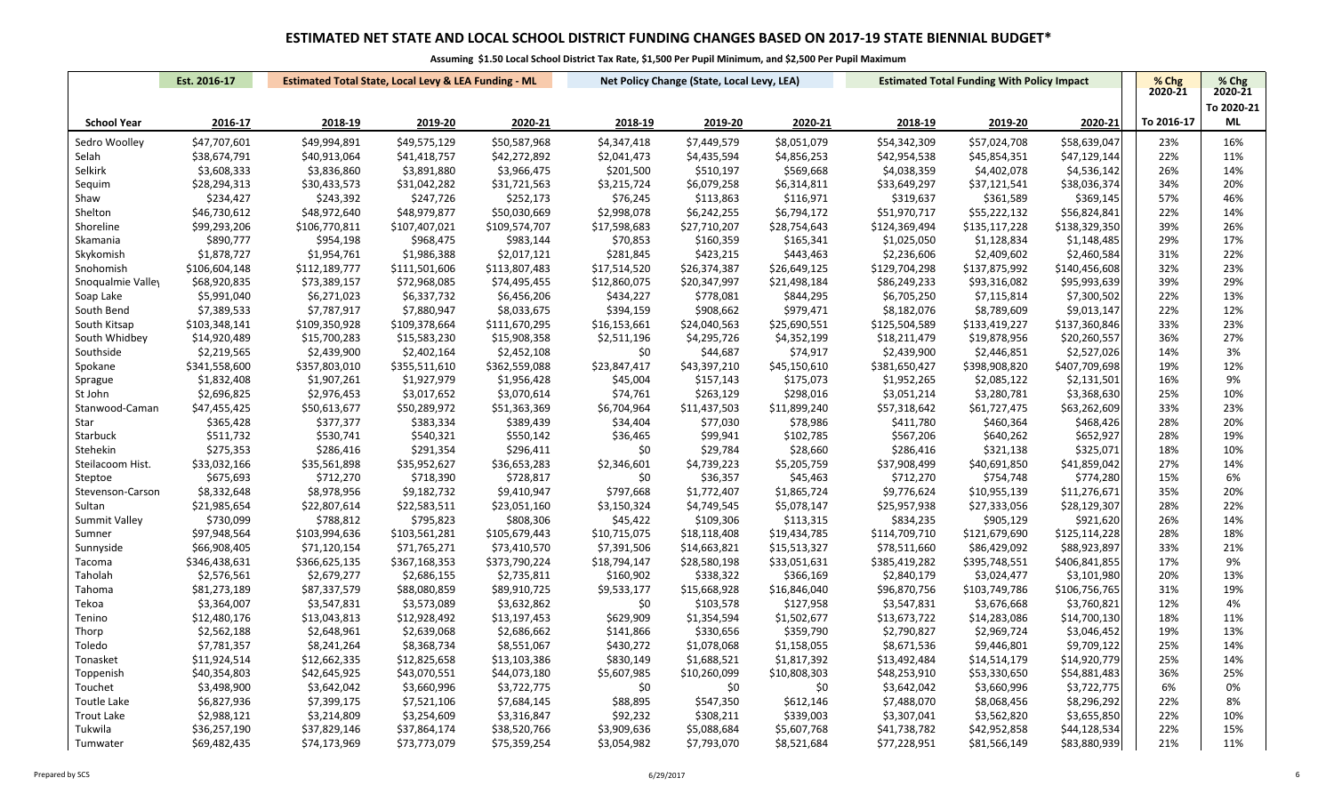# ESTIMATED NET STATE AND LOCAL SCHOOL DISTRICT FUNDING CHANGES BASED ON 2017-19 STATE BIENNIAL BUDGET*

**Assuming $1.50 Local School District Tax Rate, $1,500 Per Pupil Minimum, and $2,500 Per Pupil Maximum**

| | Est. 2016-17 | Estimated Total State, Local Levy & LEA Funding - ML | | | Net Policy Change (State, Local Levy, LEA) | | | Estimated Total Funding With Policy Impact | | | % Chg 2020-21 | % Chg 2020-21 |
|---|---|---|---|---|---|---|---|---|---|---|---|---|
| **School Year** | **2016-17** | **2018-19** | **2019-20** | **2020-21** | **2018-19** | **2019-20** | **2020-21** | **2018-19** | **2019-20** | **2020-21** | **To 2016-17** | **To 2020-21 ML** |
| Sedro Woolley | $47,707,601 | $49,994,891 | $49,575,129 | $50,587,968 | $4,347,418 | $7,449,579 | $8,051,079 | $54,342,309 | $57,024,708 | $58,639,047 | 23% | 16% |
| Selah | $38,674,791 | $40,913,064 | $41,418,757 | $42,272,892 | $2,041,473 | $4,435,594 | $4,856,253 | $42,954,538 | $45,854,351 | $47,129,144 | 22% | 11% |
| Selkirk | $3,608,333 | $3,836,860 | $3,891,880 | $3,966,475 | $201,500 | $510,197 | $569,668 | $4,038,359 | $4,402,078 | $4,536,142 | 26% | 14% |
| Sequim | $28,294,313 | $30,433,573 | $31,042,282 | $31,721,563 | $3,215,724 | $6,079,258 | $6,314,811 | $33,649,297 | $37,121,541 | $38,036,374 | 34% | 20% |
| Shaw | $234,427 | $243,392 | $247,726 | $252,173 | $76,245 | $113,863 | $116,971 | $319,637 | $361,589 | $369,145 | 57% | 46% |
| Shelton | $46,730,612 | $48,972,640 | $48,979,877 | $50,030,669 | $2,998,078 | $6,242,255 | $6,794,172 | $51,970,717 | $55,222,132 | $56,824,841 | 22% | 14% |
| Shoreline | $99,293,206 | $106,770,811 | $107,407,021 | $109,574,707 | $17,598,683 | $27,710,207 | $28,754,643 | $124,369,494 | $135,117,228 | $138,329,350 | 39% | 26% |
| Skamania | $890,777 | $954,198 | $968,475 | $983,144 | $70,853 | $160,359 | $165,341 | $1,025,050 | $1,128,834 | $1,148,485 | 29% | 17% |
| Skykomish | $1,878,727 | $1,954,761 | $1,986,388 | $2,017,121 | $281,845 | $423,215 | $443,463 | $2,236,606 | $2,409,602 | $2,460,584 | 31% | 22% |
| Snohomish | $106,604,148 | $112,189,777 | $111,501,606 | $113,807,483 | $17,514,520 | $26,374,387 | $26,649,125 | $129,704,298 | $137,875,992 | $140,456,608 | 32% | 23% |
| Snoqualmie Valley | $68,920,835 | $73,389,157 | $72,968,085 | $74,495,455 | $12,860,075 | $20,347,997 | $21,498,184 | $86,249,233 | $93,316,082 | $95,993,639 | 39% | 29% |
| Soap Lake | $5,991,040 | $6,271,023 | $6,337,732 | $6,456,206 | $434,227 | $778,081 | $844,295 | $6,705,250 | $7,115,814 | $7,300,502 | 22% | 13% |
| South Bend | $7,389,533 | $7,787,917 | $7,880,947 | $8,033,675 | $394,159 | $908,662 | $979,471 | $8,182,076 | $8,789,609 | $9,013,147 | 22% | 12% |
| South Kitsap | $103,348,141 | $109,350,928 | $109,378,664 | $111,670,295 | $16,153,661 | $24,040,563 | $25,690,551 | $125,504,589 | $133,419,227 | $137,360,846 | 33% | 23% |
| South Whidbey | $14,920,489 | $15,700,283 | $15,583,230 | $15,908,358 | $2,511,196 | $4,295,726 | $4,352,199 | $18,211,479 | $19,878,956 | $20,260,557 | 36% | 27% |
| Southside | $2,219,565 | $2,439,900 | $2,402,164 | $2,452,108 | $0 | $44,687 | $74,917 | $2,439,900 | $2,446,851 | $2,527,026 | 14% | 3% |
| Spokane | $341,558,600 | $357,803,010 | $355,511,610 | $362,559,088 | $23,847,417 | $43,397,210 | $45,150,610 | $381,650,427 | $398,908,820 | $407,709,698 | 19% | 12% |
| Sprague | $1,832,408 | $1,907,261 | $1,927,979 | $1,956,428 | $45,004 | $157,143 | $175,073 | $1,952,265 | $2,085,122 | $2,131,501 | 16% | 9% |
| St John | $2,696,825 | $2,976,453 | $3,017,652 | $3,070,614 | $74,761 | $263,129 | $298,016 | $3,051,214 | $3,280,781 | $3,368,630 | 25% | 10% |
| Stanwood-Camano | $47,455,425 | $50,613,677 | $50,289,972 | $51,363,369 | $6,704,964 | $11,437,503 | $11,899,240 | $57,318,642 | $61,727,475 | $63,262,609 | 33% | 23% |
| Star | $365,428 | $377,377 | $383,334 | $389,439 | $34,404 | $77,030 | $78,986 | $411,780 | $460,364 | $468,426 | 28% | 20% |
| Starbuck | $511,732 | $530,741 | $540,321 | $550,142 | $36,465 | $99,941 | $102,785 | $567,206 | $640,262 | $652,927 | 28% | 19% |
| Stehekin | $275,353 | $286,416 | $291,354 | $296,411 | $0 | $29,784 | $28,660 | $286,416 | $321,138 | $325,071 | 18% | 10% |
| Steilacoom Hist. | $33,032,166 | $35,561,898 | $35,952,627 | $36,653,283 | $2,346,601 | $4,739,223 | $5,205,759 | $37,908,499 | $40,691,850 | $41,859,042 | 27% | 14% |
| Steptoe | $675,693 | $712,270 | $718,390 | $728,817 | $0 | $36,357 | $45,463 | $712,270 | $754,748 | $774,280 | 15% | 6% |
| Stevenson-Carson | $8,332,648 | $8,978,956 | $9,182,732 | $9,410,947 | $797,668 | $1,772,407 | $1,865,724 | $9,776,624 | $10,955,139 | $11,276,671 | 35% | 20% |
| Sultan | $21,985,654 | $22,807,614 | $22,583,511 | $23,051,160 | $3,150,324 | $4,749,545 | $5,078,147 | $25,957,938 | $27,333,056 | $28,129,307 | 28% | 22% |
| Summit Valley | $730,099 | $788,812 | $795,823 | $808,306 | $45,422 | $109,306 | $113,315 | $834,235 | $905,129 | $921,620 | 26% | 14% |
| Sumner | $97,948,564 | $103,994,636 | $103,561,281 | $105,679,443 | $10,715,075 | $18,118,408 | $19,434,785 | $114,709,710 | $121,679,690 | $125,114,228 | 28% | 18% |
| Sunnyside | $66,908,405 | $71,120,154 | $71,765,271 | $73,410,570 | $7,391,506 | $14,663,821 | $15,513,327 | $78,511,660 | $86,429,092 | $88,923,897 | 33% | 21% |
| Tacoma | $346,438,631 | $366,625,135 | $367,168,353 | $373,790,224 | $18,794,147 | $28,580,198 | $33,051,631 | $385,419,282 | $395,748,551 | $406,841,855 | 17% | 9% |
| Taholah | $2,576,561 | $2,679,277 | $2,686,155 | $2,735,811 | $160,902 | $338,322 | $366,169 | $2,840,179 | $3,024,477 | $3,101,980 | 20% | 13% |
| Tahoma | $81,273,189 | $87,337,579 | $88,080,859 | $89,910,725 | $9,533,177 | $15,668,928 | $16,846,040 | $96,870,756 | $103,749,786 | $106,756,765 | 31% | 19% |
| Tekoa | $3,364,007 | $3,547,831 | $3,573,089 | $3,632,862 | $0 | $103,578 | $127,958 | $3,547,831 | $3,676,668 | $3,760,821 | 12% | 4% |
| Tenino | $12,480,176 | $13,043,813 | $12,928,492 | $13,197,453 | $629,909 | $1,354,594 | $1,502,677 | $13,673,722 | $14,283,086 | $14,700,130 | 18% | 11% |
| Thorp | $2,562,188 | $2,648,961 | $2,639,068 | $2,686,662 | $141,866 | $330,656 | $359,790 | $2,790,827 | $2,969,724 | $3,046,452 | 19% | 13% |
| Toledo | $7,781,357 | $8,241,264 | $8,368,734 | $8,551,067 | $430,272 | $1,078,068 | $1,158,055 | $8,671,536 | $9,446,801 | $9,709,122 | 25% | 14% |
| Tonasket | $11,924,514 | $12,662,335 | $12,825,658 | $13,103,386 | $830,149 | $1,688,521 | $1,817,392 | $13,492,484 | $14,514,179 | $14,920,779 | 25% | 14% |
| Toppenish | $40,354,803 | $42,645,925 | $43,070,551 | $44,073,180 | $5,607,985 | $10,260,099 | $10,808,303 | $48,253,910 | $53,330,650 | $54,881,483 | 36% | 25% |
| Touchet | $3,498,900 | $3,642,042 | $3,660,996 | $3,722,775 | $0 | $0 | $0 | $3,642,042 | $3,660,996 | $3,722,775 | 6% | 0% |
| Toutle Lake | $6,827,936 | $7,399,175 | $7,521,106 | $7,684,145 | $88,895 | $547,350 | $612,146 | $7,488,070 | $8,068,456 | $8,296,292 | 22% | 8% |
| Trout Lake | $2,988,121 | $3,214,809 | $3,254,609 | $3,316,847 | $92,232 | $308,211 | $339,003 | $3,307,041 | $3,562,820 | $3,655,850 | 22% | 10% |
| Tukwila | $36,257,190 | $37,829,146 | $37,864,174 | $38,520,766 | $3,909,636 | $5,088,684 | $5,607,768 | $41,738,782 | $42,952,858 | $44,128,534 | 22% | 15% |
| Tumwater | $69,482,435 | $74,173,969 | $73,773,079 | $75,359,254 | $3,054,982 | $7,793,070 | $8,521,684 | $77,228,951 | $81,566,149 | $83,880,939 | 21% | 11% |

Prepared by SCS | 6/29/2017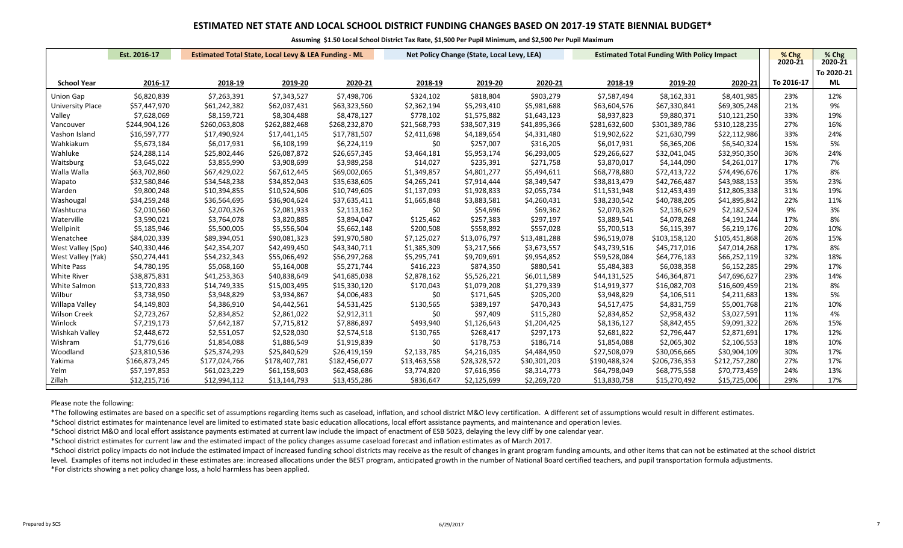# ESTIMATED NET STATE AND LOCAL SCHOOL DISTRICT FUNDING CHANGES BASED ON 2017-19 STATE BIENNIAL BUDGET*

**Assuming $1.50 Local School District Tax Rate, $1,500 Per Pupil Minimum, and $2,500 Per Pupil Maximum**

| | Est. 2016-17 | Estimated Total State, Local Levy & LEA Funding - ML | | | Net Policy Change (State, Local Levy, LEA) | | | Estimated Total Funding With Policy Impact | | | % Chg 2020-21 | % Chg 2020-21 |
|---|---|---|---|---|---|---|---|---|---|---|---|---|
| **School Year** | **2016-17** | **2018-19** | **2019-20** | **2020-21** | **2018-19** | **2019-20** | **2020-21** | **2018-19** | **2019-20** | **2020-21** | **To 2016-17** | **To 2020-21 ML** |
| Union Gap | $6,820,839 | $7,263,391 | $7,343,527 | $7,498,706 | $324,102 | $818,804 | $903,279 | $7,587,494 | $8,162,331 | $8,401,985 | 23% | 12% |
| University Place | $57,447,970 | $61,242,382 | $62,037,431 | $63,323,560 | $2,362,194 | $5,293,410 | $5,981,688 | $63,604,576 | $67,330,841 | $69,305,248 | 21% | 9% |
| Valley | $7,628,069 | $8,159,721 | $8,304,488 | $8,478,127 | $778,102 | $1,575,882 | $1,643,123 | $8,937,823 | $9,880,371 | $10,121,250 | 33% | 19% |
| Vancouver | $244,904,126 | $260,063,808 | $262,882,468 | $268,232,870 | $21,568,793 | $38,507,319 | $41,895,366 | $281,632,600 | $301,389,786 | $310,128,235 | 27% | 16% |
| Vashon Island | $16,597,777 | $17,490,924 | $17,441,145 | $17,781,507 | $2,411,698 | $4,189,654 | $4,331,480 | $19,902,622 | $21,630,799 | $22,112,986 | 33% | 24% |
| Wahkiakum | $5,673,184 | $6,017,931 | $6,108,199 | $6,224,119 | $0 | $257,007 | $316,205 | $6,017,931 | $6,365,206 | $6,540,324 | 15% | 5% |
| Wahluke | $24,288,114 | $25,802,446 | $26,087,872 | $26,657,345 | $3,464,181 | $5,953,174 | $6,293,005 | $29,266,627 | $32,041,045 | $32,950,350 | 36% | 24% |
| Waitsburg | $3,645,022 | $3,855,990 | $3,908,699 | $3,989,258 | $14,027 | $235,391 | $271,758 | $3,870,017 | $4,144,090 | $4,261,017 | 17% | 7% |
| Walla Walla | $63,702,860 | $67,429,022 | $67,612,445 | $69,002,065 | $1,349,857 | $4,801,277 | $5,494,611 | $68,778,880 | $72,413,722 | $74,496,676 | 17% | 8% |
| Wapato | $32,580,846 | $34,548,238 | $34,852,043 | $35,638,605 | $4,265,241 | $7,914,444 | $8,349,547 | $38,813,479 | $42,766,487 | $43,988,153 | 35% | 23% |
| Warden | $9,800,248 | $10,394,855 | $10,524,606 | $10,749,605 | $1,137,093 | $1,928,833 | $2,055,734 | $11,531,948 | $12,453,439 | $12,805,338 | 31% | 19% |
| Washougal | $34,259,248 | $36,564,695 | $36,904,624 | $37,635,411 | $1,665,848 | $3,883,581 | $4,260,431 | $38,230,542 | $40,788,205 | $41,895,842 | 22% | 11% |
| Washtucna | $2,010,560 | $2,070,326 | $2,081,933 | $2,113,162 | $0 | $54,696 | $69,362 | $2,070,326 | $2,136,629 | $2,182,524 | 9% | 3% |
| Waterville | $3,590,021 | $3,764,078 | $3,820,885 | $3,894,047 | $125,462 | $257,383 | $297,197 | $3,889,541 | $4,078,268 | $4,191,244 | 17% | 8% |
| Wellpinit | $5,185,946 | $5,500,005 | $5,556,504 | $5,662,148 | $200,508 | $558,892 | $557,028 | $5,700,513 | $6,115,397 | $6,219,176 | 20% | 10% |
| Wenatchee | $84,020,339 | $89,394,051 | $90,081,323 | $91,970,580 | $7,125,027 | $13,076,797 | $13,481,288 | $96,519,078 | $103,158,120 | $105,451,868 | 26% | 15% |
| West Valley (Spo) | $40,330,446 | $42,354,207 | $42,499,450 | $43,340,711 | $1,385,309 | $3,217,566 | $3,673,557 | $43,739,516 | $45,717,016 | $47,014,268 | 17% | 8% |
| West Valley (Yak) | $50,274,441 | $54,232,343 | $55,066,492 | $56,297,268 | $5,295,741 | $9,709,691 | $9,954,852 | $59,528,084 | $64,776,183 | $66,252,119 | 32% | 18% |
| White Pass | $4,780,195 | $5,068,160 | $5,164,008 | $5,271,744 | $416,223 | $874,350 | $880,541 | $5,484,383 | $6,038,358 | $6,152,285 | 29% | 17% |
| White River | $38,875,831 | $41,253,363 | $40,838,649 | $41,685,038 | $2,878,162 | $5,526,221 | $6,011,589 | $44,131,525 | $46,364,871 | $47,696,627 | 23% | 14% |
| White Salmon | $13,720,833 | $14,749,335 | $15,003,495 | $15,330,120 | $170,043 | $1,079,208 | $1,279,339 | $14,919,377 | $16,082,703 | $16,609,459 | 21% | 8% |
| Wilbur | $3,738,950 | $3,948,829 | $3,934,867 | $4,006,483 | $0 | $171,645 | $205,200 | $3,948,829 | $4,106,511 | $4,211,683 | 13% | 5% |
| Willapa Valley | $4,149,803 | $4,386,910 | $4,442,561 | $4,531,425 | $130,565 | $389,197 | $470,343 | $4,517,475 | $4,831,759 | $5,001,768 | 21% | 10% |
| Wilson Creek | $2,723,267 | $2,834,852 | $2,861,022 | $2,912,311 | $0 | $97,409 | $115,280 | $2,834,852 | $2,958,432 | $3,027,591 | 11% | 4% |
| Winlock | $7,219,173 | $7,642,187 | $7,715,812 | $7,886,897 | $493,940 | $1,126,643 | $1,204,425 | $8,136,127 | $8,842,455 | $9,091,322 | 26% | 15% |
| Wishkah Valley | $2,448,672 | $2,551,057 | $2,528,030 | $2,574,518 | $130,765 | $268,417 | $297,173 | $2,681,822 | $2,796,447 | $2,871,691 | 17% | 12% |
| Wishram | $1,779,616 | $1,854,088 | $1,886,549 | $1,919,839 | $0 | $178,753 | $186,714 | $1,854,088 | $2,065,302 | $2,106,553 | 18% | 10% |
| Woodland | $23,810,536 | $25,374,293 | $25,840,629 | $26,419,159 | $2,133,785 | $4,216,035 | $4,484,950 | $27,508,079 | $30,056,665 | $30,904,109 | 30% | 17% |
| Yakima | $166,873,245 | $177,024,766 | $178,407,781 | $182,456,077 | $13,463,558 | $28,328,572 | $30,301,203 | $190,488,324 | $206,736,353 | $212,757,280 | 27% | 17% |
| Yelm | $57,197,853 | $61,023,229 | $61,158,603 | $62,458,686 | $3,774,820 | $7,616,956 | $8,314,773 | $64,798,049 | $68,775,558 | $70,773,459 | 24% | 13% |
| Zillah | $12,215,716 | $12,994,112 | $13,144,793 | $13,455,286 | $836,647 | $2,125,699 | $2,269,720 | $13,830,758 | $15,270,492 | $15,725,006 | 29% | 17% |

Please note the following:

*The following estimates are based on a specific set of assumptions regarding items such as caseload, inflation, and school district M&O levy certification. A different set of assumptions would result in different estimates.

*School district estimates for maintenance level are limited to estimated state basic education allocations, local effort assistance payments, and maintenance and operation levies.

*School district M&O and local effort assistance payments estimated at current law include the impact of enactment of ESB 5023, delaying the levy cliff by one calendar year.

*School district estimates for current law and the estimated impact of the policy changes assume caseload forecast and inflation estimates as of March 2017.

*School district policy impacts do not include the estimated impact of increased funding school districts may receive as the result of changes in grant program funding amounts, and other items that can not be estimated at the school district level. Examples of items not included in these estimates are: increased allocations under the BEST program, anticipated growth in the number of National Board certified teachers, and pupil transportation formula adjustments.

*For districts showing a net policy change loss, a hold harmless has been applied.

Prepared by SCS

6/29/2017